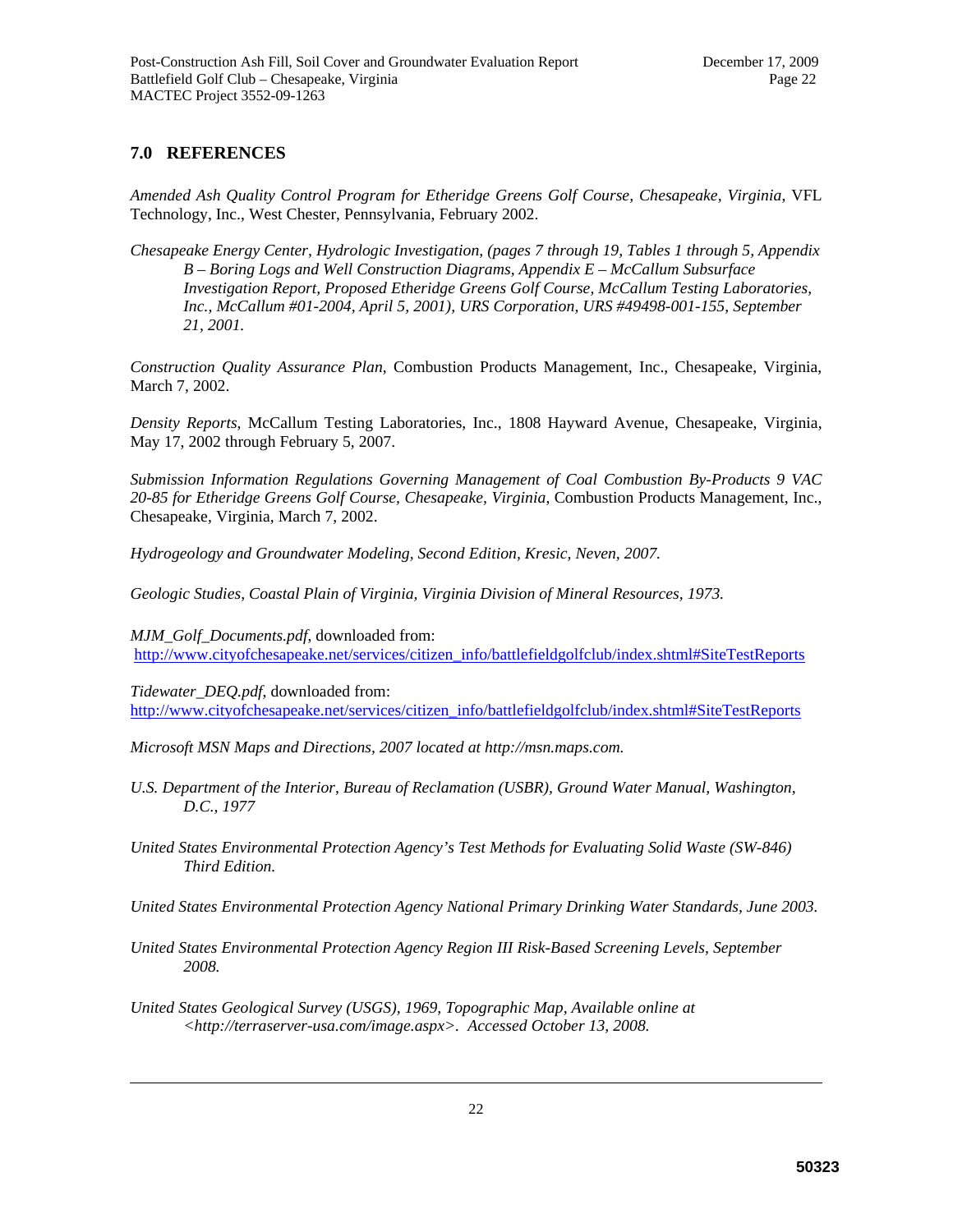## 7.0 REFERENCES

*Amended Ash Quality Control Program for Etheridge Greens Golf Course, Chesapeake, Virginia*, VFL Technology, Inc., West Chester, Pennsylvania, February 2002.

*Chesapeake Energy Center, Hydrologic Investigation, (pages 7 through 19, Tables 1 through 5, Appendix B – Boring Logs and Well Construction Diagrams, Appendix E – McCallum Subsurface Investigation Report, Proposed Etheridge Greens Golf Course, McCallum Testing Laboratories, Inc., McCallum #01-2004, April 5, 2001), URS Corporation, URS #49498-001-155, September 21, 2001.*

*Construction Quality Assurance Plan*, Combustion Products Management, Inc., Chesapeake, Virginia, March 7, 2002.

*Density Reports*, McCallum Testing Laboratories, Inc., 1808 Hayward Avenue, Chesapeake, Virginia, May 17, 2002 through February 5, 2007.

*Submission Information Regulations Governing Management of Coal Combustion By-Products 9 VAC 20-85 for Etheridge Greens Golf Course, Chesapeake, Virginia*, Combustion Products Management, Inc., Chesapeake, Virginia, March 7, 2002.

*Hydrogeology and Groundwater Modeling, Second Edition, Kresic, Neven, 2007.*

*Geologic Studies, Coastal Plain of Virginia, Virginia Division of Mineral Resources, 1973.*

*MJM_Golf_Documents.pdf*, downloaded from: http://www.cityofchesapeake.net/services/citizen_info/battlefieldgolfclub/index.shtml#SiteTestReports

*Tidewater_DEQ.pdf*, downloaded from: http://www.cityofchesapeake.net/services/citizen_info/battlefieldgolfclub/index.shtml#SiteTestReports

*Microsoft MSN Maps and Directions, 2007 located at http://msn.maps.com.*

*U.S. Department of the Interior, Bureau of Reclamation (USBR), Ground Water Manual, Washington, D.C., 1977*

*United States Environmental Protection Agency's Test Methods for Evaluating Solid Waste (SW-846) Third Edition.*

*United States Environmental Protection Agency National Primary Drinking Water Standards, June 2003.*

*United States Environmental Protection Agency Region III Risk-Based Screening Levels, September 2008.*

*United States Geological Survey (USGS), 1969, Topographic Map, Available online at <http://terraserver-usa.com/image.aspx>. Accessed October 13, 2008.*

50323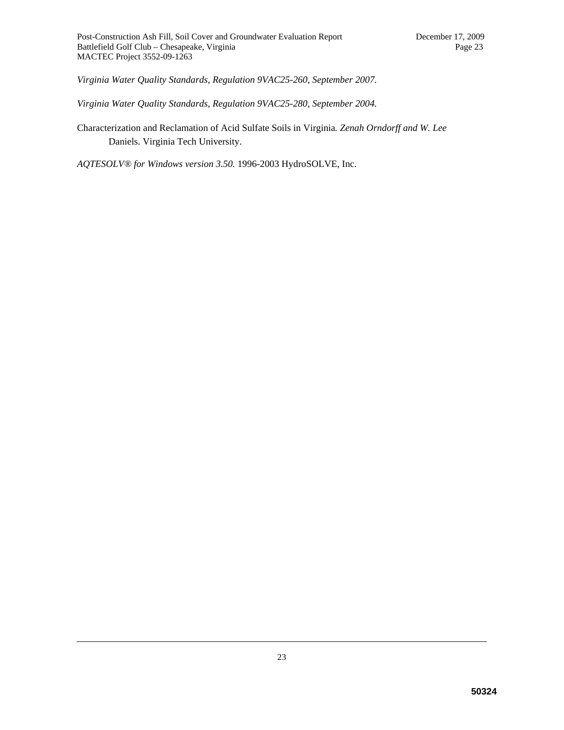*Virginia Water Quality Standards, Regulation 9VAC25-260, September 2007.*

*Virginia Water Quality Standards, Regulation 9VAC25-280, September 2004.*

Characterization and Reclamation of Acid Sulfate Soils in Virginia*. Zenah Orndorff and W. Lee* Daniels. Virginia Tech University.

*AQTESOLV® for Windows version 3.50.* 1996-2003 HydroSOLVE, Inc.

50324